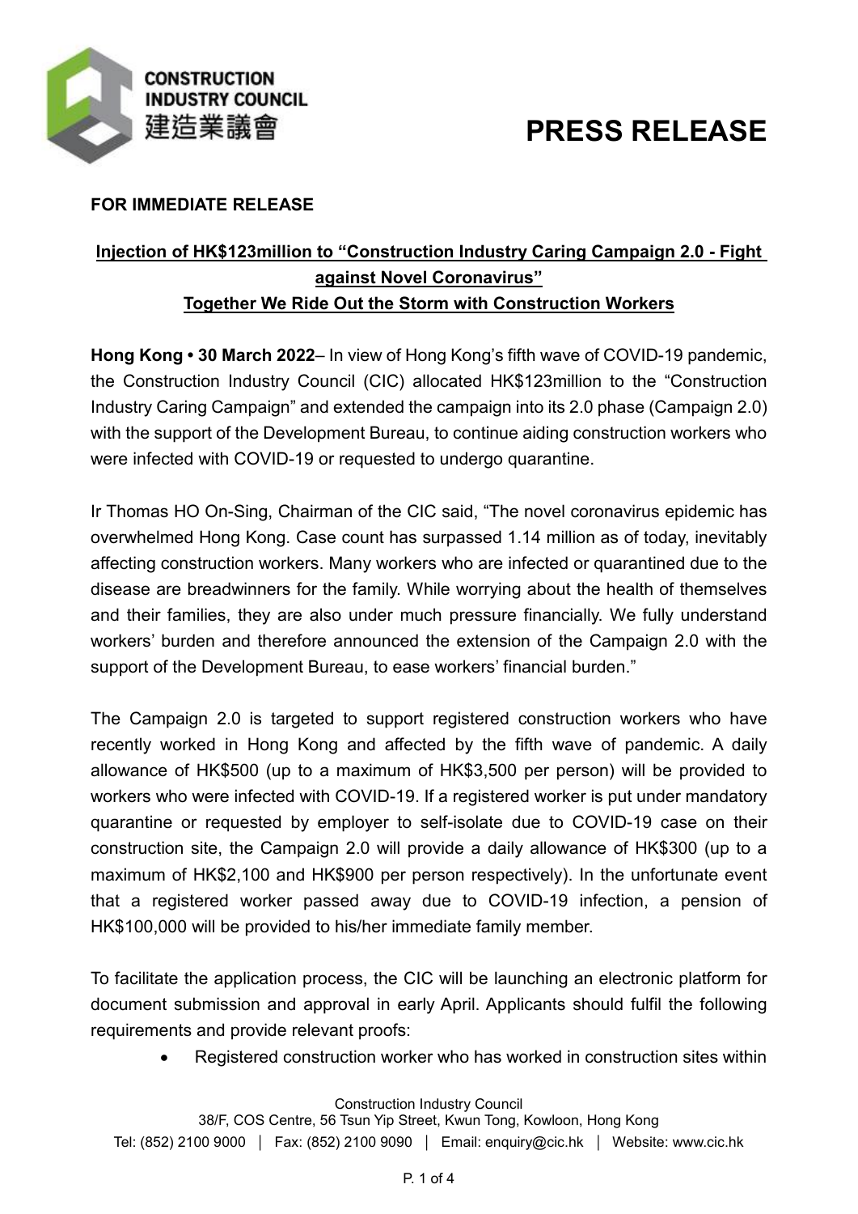CONSTRUCTION INDUSTRY COUNCIL
建造業議會

# PRESS RELEASE

**FOR IMMEDIATE RELEASE**

## Injection of HK$123million to "Construction Industry Caring Campaign 2.0 - Fight against Novel Coronavirus"
## Together We Ride Out the Storm with Construction Workers

**Hong Kong • 30 March 2022**– In view of Hong Kong's fifth wave of COVID-19 pandemic, the Construction Industry Council (CIC) allocated HK$123million to the "Construction Industry Caring Campaign" and extended the campaign into its 2.0 phase (Campaign 2.0) with the support of the Development Bureau, to continue aiding construction workers who were infected with COVID-19 or requested to undergo quarantine.

Ir Thomas HO On-Sing, Chairman of the CIC said, "The novel coronavirus epidemic has overwhelmed Hong Kong. Case count has surpassed 1.14 million as of today, inevitably affecting construction workers. Many workers who are infected or quarantined due to the disease are breadwinners for the family. While worrying about the health of themselves and their families, they are also under much pressure financially. We fully understand workers' burden and therefore announced the extension of the Campaign 2.0 with the support of the Development Bureau, to ease workers' financial burden."

The Campaign 2.0 is targeted to support registered construction workers who have recently worked in Hong Kong and affected by the fifth wave of pandemic. A daily allowance of HK$500 (up to a maximum of HK$3,500 per person) will be provided to workers who were infected with COVID-19. If a registered worker is put under mandatory quarantine or requested by employer to self-isolate due to COVID-19 case on their construction site, the Campaign 2.0 will provide a daily allowance of HK$300 (up to a maximum of HK$2,100 and HK$900 per person respectively). In the unfortunate event that a registered worker passed away due to COVID-19 infection, a pension of HK$100,000 will be provided to his/her immediate family member.

To facilitate the application process, the CIC will be launching an electronic platform for document submission and approval in early April. Applicants should fulfil the following requirements and provide relevant proofs:

- Registered construction worker who has worked in construction sites within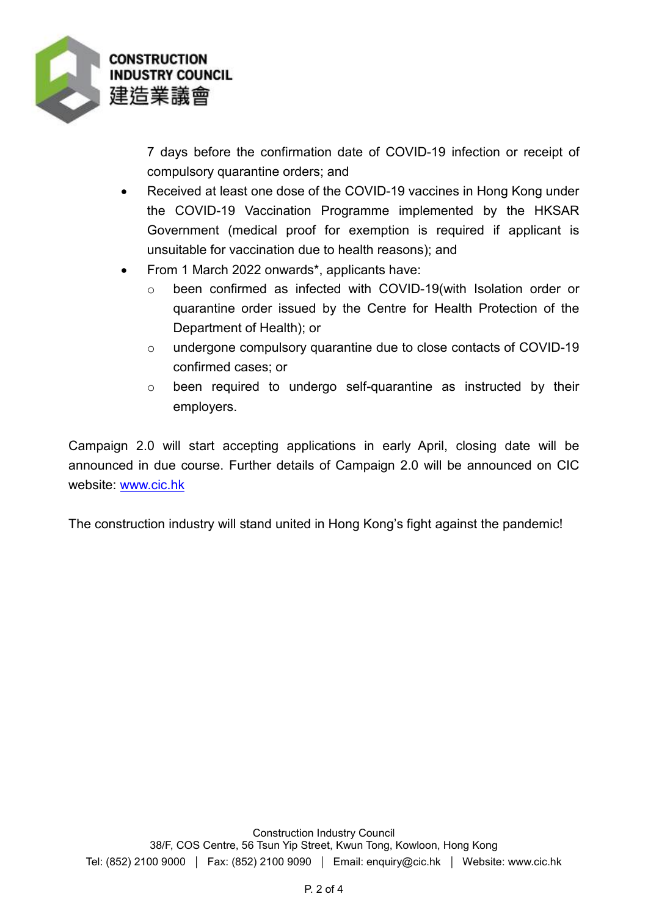7 days before the confirmation date of COVID-19 infection or receipt of compulsory quarantine orders; and

- Received at least one dose of the COVID-19 vaccines in Hong Kong under the COVID-19 Vaccination Programme implemented by the HKSAR Government (medical proof for exemption is required if applicant is unsuitable for vaccination due to health reasons); and
- From 1 March 2022 onwards*, applicants have:
  - been confirmed as infected with COVID-19(with Isolation order or quarantine order issued by the Centre for Health Protection of the Department of Health); or
  - undergone compulsory quarantine due to close contacts of COVID-19 confirmed cases; or
  - been required to undergo self-quarantine as instructed by their employers.

Campaign 2.0 will start accepting applications in early April, closing date will be announced in due course. Further details of Campaign 2.0 will be announced on CIC website: [www.cic.hk](http://www.cic.hk)

The construction industry will stand united in Hong Kong's fight against the pandemic!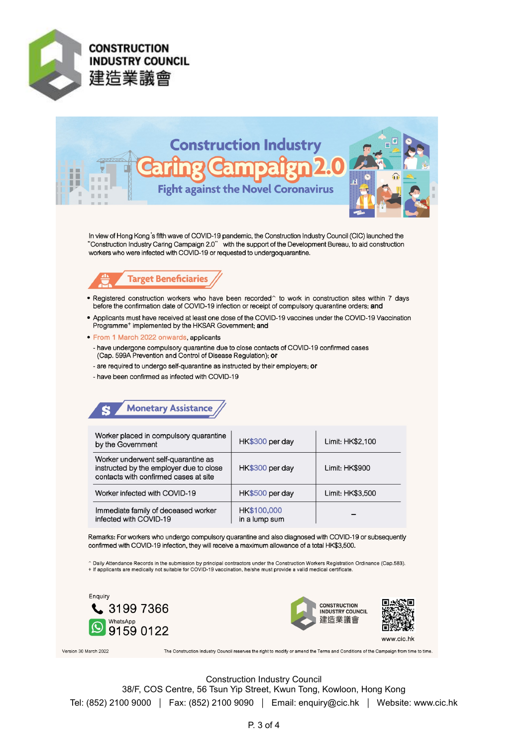**CONSTRUCTION INDUSTRY COUNCIL**
**建造業議會**

# Construction Industry Caring Campaign 2.0

## Fight against the Novel Coronavirus

In view of Hong Kong's fifth wave of COVID-19 pandemic, the Construction Industry Council (CIC) launched the "Construction Industry Caring Campaign 2.0" with the support of the Development Bureau, to aid construction workers who were infected with COVID-19 or requested to undergoquarantine.

### Target Beneficiaries

- Registered construction workers who have been recorded^ to work in construction sites within 7 days before the confirmation date of COVID-19 infection or receipt of compulsory quarantine orders; **and**
- Applicants must have received at least one dose of the COVID-19 vaccines under the COVID-19 Vaccination Programme+ implemented by the HKSAR Government; **and**
- From 1 March 2022 onwards, applicants
  - have undergone compulsory quarantine due to close contacts of COVID-19 confirmed cases (Cap. 599A Prevention and Control of Disease Regulation); **or**
  - are required to undergo self-quarantine as instructed by their employers; **or**
  - have been confirmed as infected with COVID-19

### Monetary Assistance

| | | |
|---|---|---|
| Worker placed in compulsory quarantine by the Government | HK$300 per day | Limit: HK$2,100 |
| Worker underwent self-quarantine as instructed by the employer due to close contacts with confirmed cases at site | HK$300 per day | Limit: HK$900 |
| Worker infected with COVID-19 | HK$500 per day | Limit: HK$3,500 |
| Immediate family of deceased worker infected with COVID-19 | HK$100,000 in a lump sum | – |

Remarks: For workers who undergo compulsory quarantine and also diagnosed with COVID-19 or subsequently confirmed with COVID-19 infection, they will receive a maximum allowance of a total HK$3,500.

^ Daily Attendance Records in the submission by principal contractors under the Construction Workers Registration Ordinance (Cap.583).
+ If applicants are medically not suitable for COVID-19 vaccination, he/she must provide a valid medical certificate.

Enquiry
3199 7366
WhatsApp
9159 0122

CONSTRUCTION INDUSTRY COUNCIL 建造業議會
www.cic.hk

Version 30 March 2022

The Construction Industry Council reserves the right to modify or amend the Terms and Conditions of the Campaign from time to time.

Construction Industry Council
38/F, COS Centre, 56 Tsun Yip Street, Kwun Tong, Kowloon, Hong Kong
Tel: (852) 2100 9000 | Fax: (852) 2100 9090 | Email: enquiry@cic.hk | Website: www.cic.hk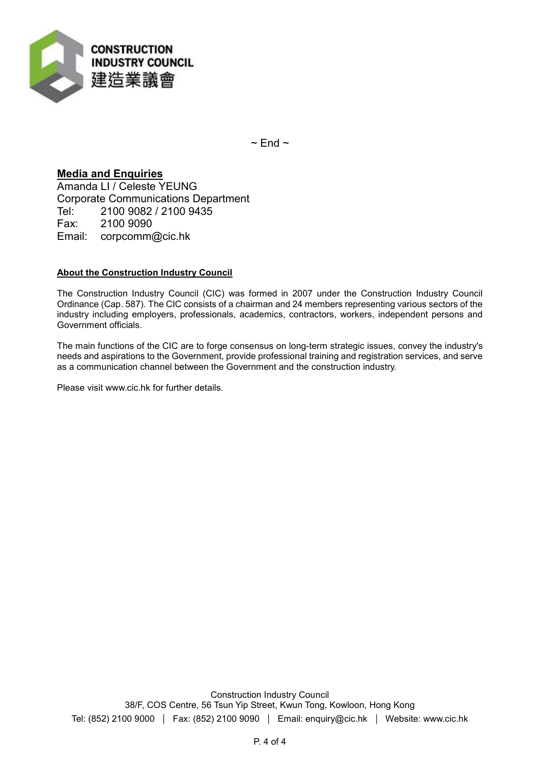~ End ~

## Media and Enquiries

Amanda LI / Celeste YEUNG
Corporate Communications Department
Tel: 2100 9082 / 2100 9435
Fax: 2100 9090
Email: corpcomm@cic.hk

**About the Construction Industry Council**

The Construction Industry Council (CIC) was formed in 2007 under the Construction Industry Council Ordinance (Cap. 587). The CIC consists of a chairman and 24 members representing various sectors of the industry including employers, professionals, academics, contractors, workers, independent persons and Government officials.

The main functions of the CIC are to forge consensus on long-term strategic issues, convey the industry's needs and aspirations to the Government, provide professional training and registration services, and serve as a communication channel between the Government and the construction industry.

Please visit www.cic.hk for further details.